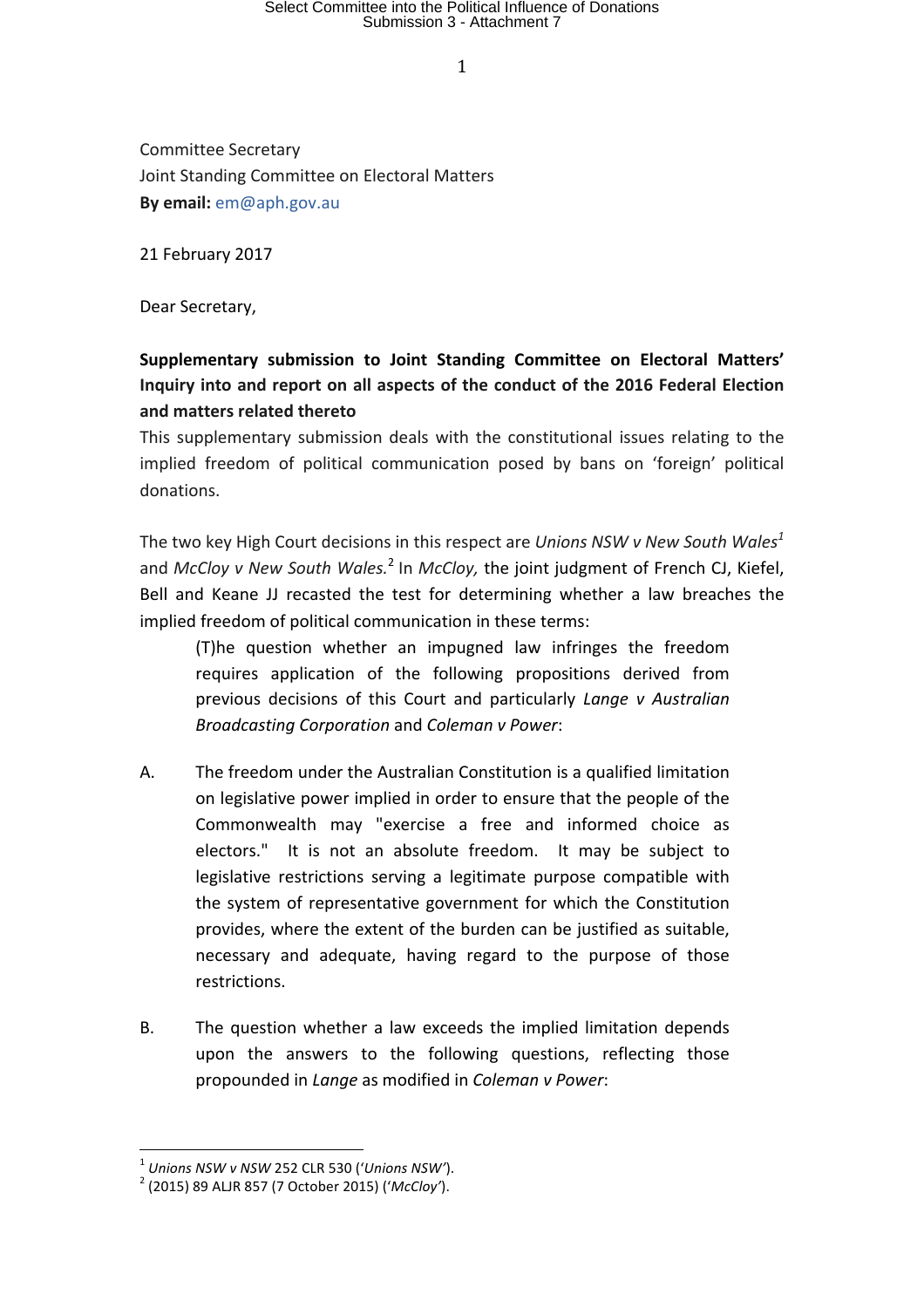Committee Secretary
Joint Standing Committee on Electoral Matters
**By email:** em@aph.gov.au

21 February 2017

Dear Secretary,

**Supplementary submission to Joint Standing Committee on Electoral Matters' Inquiry into and report on all aspects of the conduct of the 2016 Federal Election and matters related thereto**

This supplementary submission deals with the constitutional issues relating to the implied freedom of political communication posed by bans on 'foreign' political donations.

The two key High Court decisions in this respect are *Unions NSW v New South Wales*[1] and *McCloy v New South Wales.*[2] In *McCloy,* the joint judgment of French CJ, Kiefel, Bell and Keane JJ recasted the test for determining whether a law breaches the implied freedom of political communication in these terms:

> (T)he question whether an impugned law infringes the freedom requires application of the following propositions derived from previous decisions of this Court and particularly *Lange v Australian Broadcasting Corporation* and *Coleman v Power*:
>
> A. The freedom under the Australian Constitution is a qualified limitation on legislative power implied in order to ensure that the people of the Commonwealth may "exercise a free and informed choice as electors." It is not an absolute freedom. It may be subject to legislative restrictions serving a legitimate purpose compatible with the system of representative government for which the Constitution provides, where the extent of the burden can be justified as suitable, necessary and adequate, having regard to the purpose of those restrictions.
>
> B. The question whether a law exceeds the implied limitation depends upon the answers to the following questions, reflecting those propounded in *Lange* as modified in *Coleman v Power*:

---

[1] *Unions NSW v NSW* 252 CLR 530 ('*Unions NSW*').

[2] (2015) 89 ALJR 857 (7 October 2015) ('*McCloy*').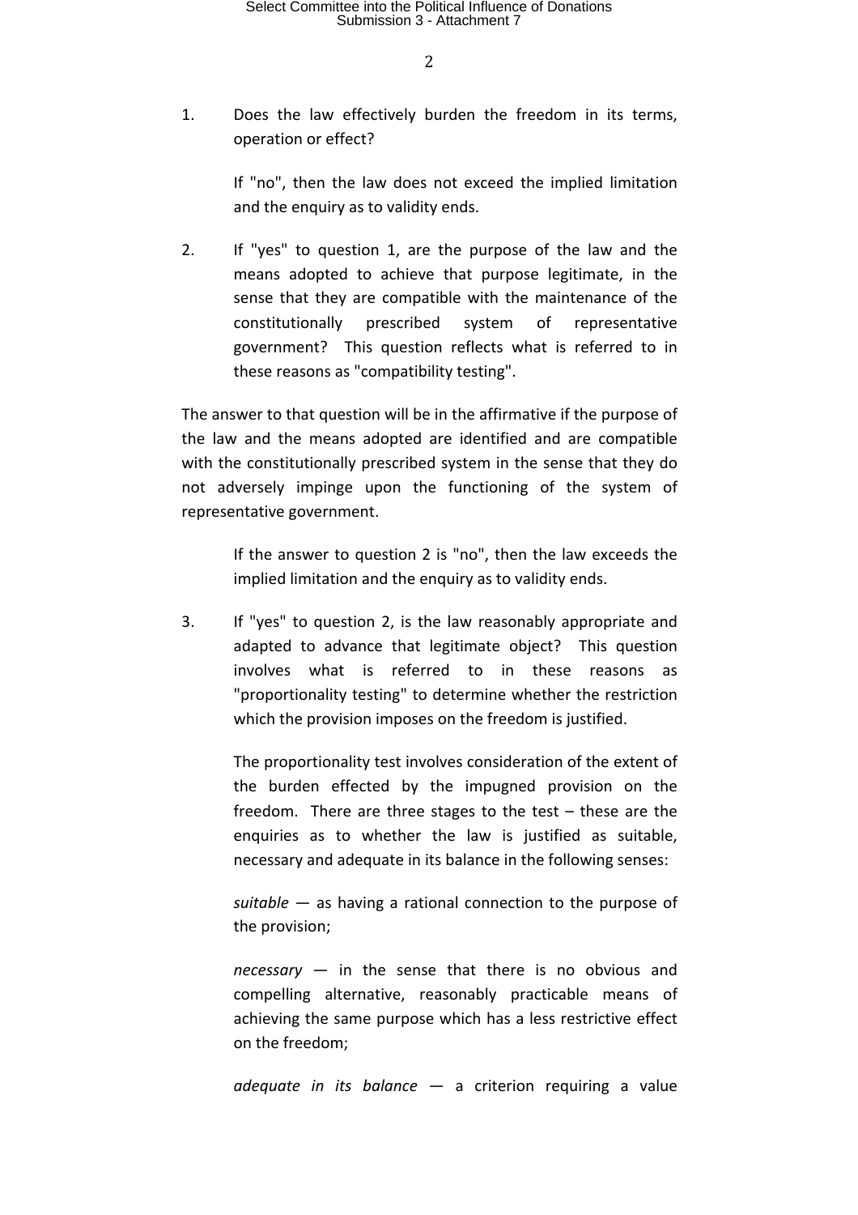1. Does the law effectively burden the freedom in its terms, operation or effect?

   If "no", then the law does not exceed the implied limitation and the enquiry as to validity ends.

2. If "yes" to question 1, are the purpose of the law and the means adopted to achieve that purpose legitimate, in the sense that they are compatible with the maintenance of the constitutionally prescribed system of representative government? This question reflects what is referred to in these reasons as "compatibility testing".

The answer to that question will be in the affirmative if the purpose of the law and the means adopted are identified and are compatible with the constitutionally prescribed system in the sense that they do not adversely impinge upon the functioning of the system of representative government.

   If the answer to question 2 is "no", then the law exceeds the implied limitation and the enquiry as to validity ends.

3. If "yes" to question 2, is the law reasonably appropriate and adapted to advance that legitimate object? This question involves what is referred to in these reasons as "proportionality testing" to determine whether the restriction which the provision imposes on the freedom is justified.

   The proportionality test involves consideration of the extent of the burden effected by the impugned provision on the freedom. There are three stages to the test – these are the enquiries as to whether the law is justified as suitable, necessary and adequate in its balance in the following senses:

   *suitable* — as having a rational connection to the purpose of the provision;

   *necessary* — in the sense that there is no obvious and compelling alternative, reasonably practicable means of achieving the same purpose which has a less restrictive effect on the freedom;

   *adequate in its balance* — a criterion requiring a value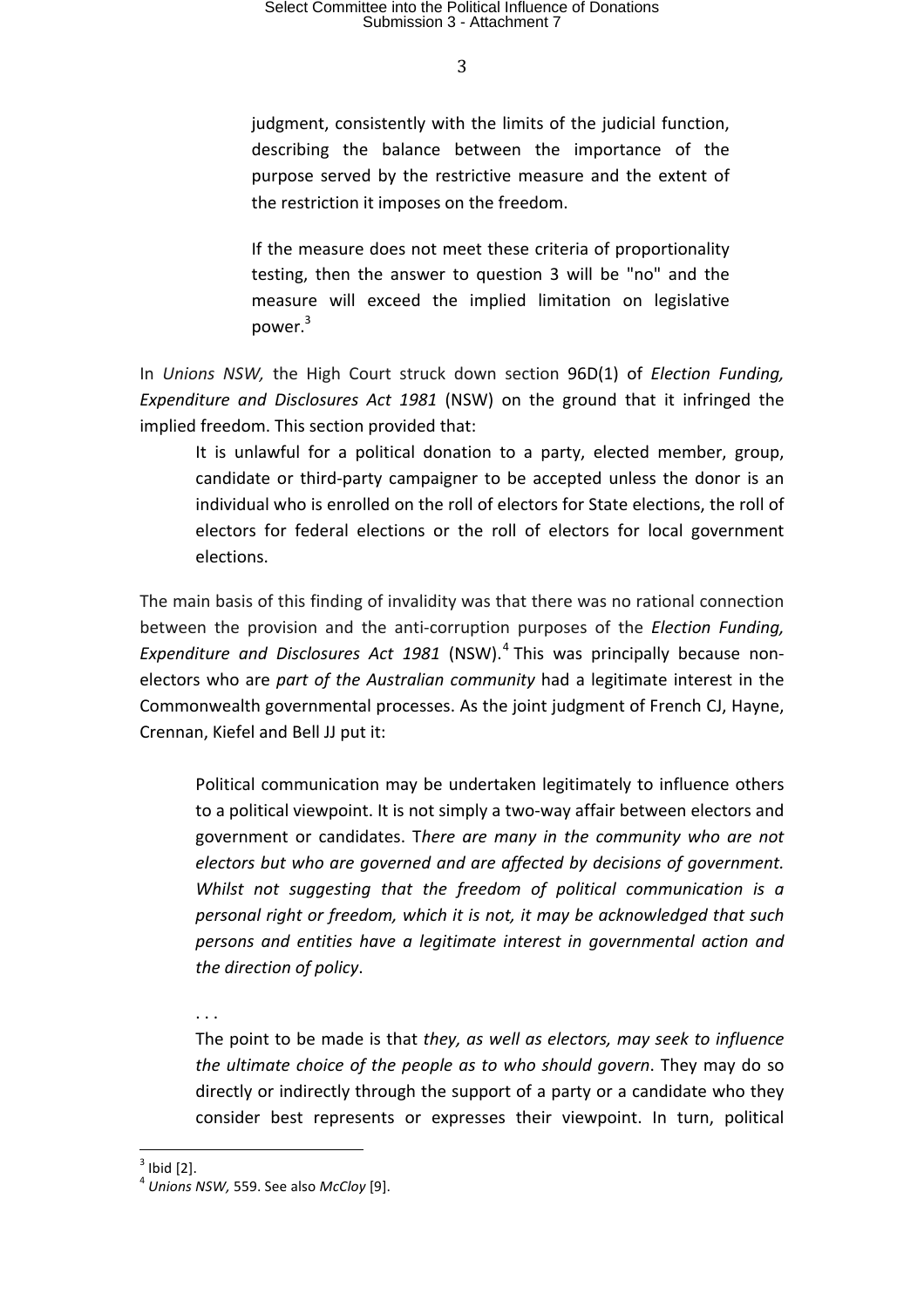> judgment, consistently with the limits of the judicial function, describing the balance between the importance of the purpose served by the restrictive measure and the extent of the restriction it imposes on the freedom.
>
> If the measure does not meet these criteria of proportionality testing, then the answer to question 3 will be "no" and the measure will exceed the implied limitation on legislative power.[3]

In *Unions NSW,* the High Court struck down section 96D(1) of *Election Funding, Expenditure and Disclosures Act 1981* (NSW) on the ground that it infringed the implied freedom. This section provided that:

> It is unlawful for a political donation to a party, elected member, group, candidate or third-party campaigner to be accepted unless the donor is an individual who is enrolled on the roll of electors for State elections, the roll of electors for federal elections or the roll of electors for local government elections.

The main basis of this finding of invalidity was that there was no rational connection between the provision and the anti-corruption purposes of the *Election Funding, Expenditure and Disclosures Act 1981* (NSW).[4] This was principally because non-electors who are *part of the Australian community* had a legitimate interest in the Commonwealth governmental processes. As the joint judgment of French CJ, Hayne, Crennan, Kiefel and Bell JJ put it:

> Political communication may be undertaken legitimately to influence others to a political viewpoint. It is not simply a two-way affair between electors and government or candidates. T*here are many in the community who are not electors but who are governed and are affected by decisions of government. Whilst not suggesting that the freedom of political communication is a personal right or freedom, which it is not, it may be acknowledged that such persons and entities have a legitimate interest in governmental action and the direction of policy*.
>
> . . .
>
> The point to be made is that *they, as well as electors, may seek to influence the ultimate choice of the people as to who should govern*. They may do so directly or indirectly through the support of a party or a candidate who they consider best represents or expresses their viewpoint. In turn, political

---

[3] Ibid [2].

[4] *Unions NSW,* 559. See also *McCloy* [9].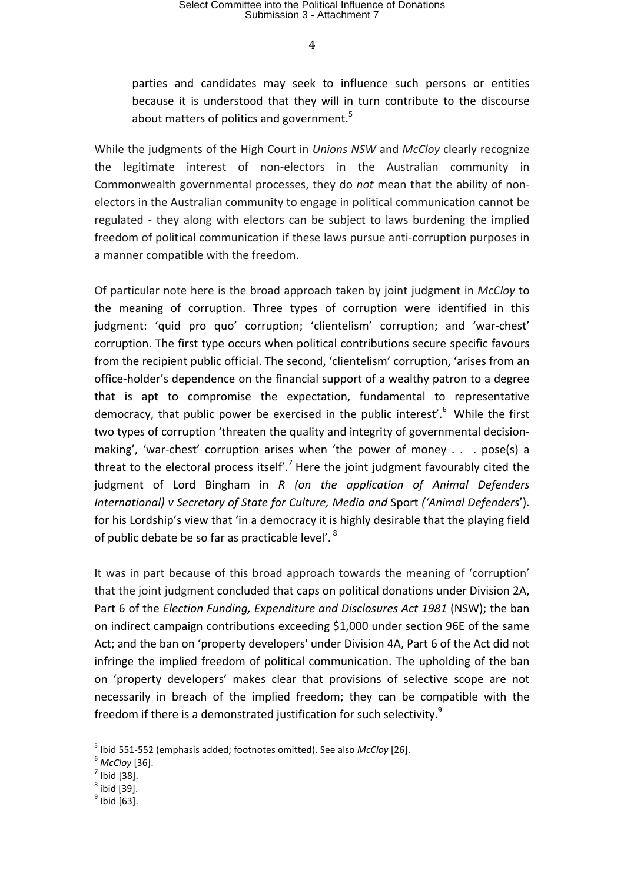> parties and candidates may seek to influence such persons or entities because it is understood that they will in turn contribute to the discourse about matters of politics and government.[5]

While the judgments of the High Court in *Unions NSW* and *McCloy* clearly recognize the legitimate interest of non-electors in the Australian community in Commonwealth governmental processes, they do *not* mean that the ability of non-electors in the Australian community to engage in political communication cannot be regulated - they along with electors can be subject to laws burdening the implied freedom of political communication if these laws pursue anti-corruption purposes in a manner compatible with the freedom.

Of particular note here is the broad approach taken by joint judgment in *McCloy* to the meaning of corruption. Three types of corruption were identified in this judgment: 'quid pro quo' corruption; 'clientelism' corruption; and 'war-chest' corruption. The first type occurs when political contributions secure specific favours from the recipient public official. The second, 'clientelism' corruption, 'arises from an office-holder's dependence on the financial support of a wealthy patron to a degree that is apt to compromise the expectation, fundamental to representative democracy, that public power be exercised in the public interest'.[6] While the first two types of corruption 'threaten the quality and integrity of governmental decision-making', 'war-chest' corruption arises when 'the power of money . . . pose(s) a threat to the electoral process itself'.[7] Here the joint judgment favourably cited the judgment of Lord Bingham in *R (on the application of Animal Defenders International) v Secretary of State for Culture, Media and* Sport *('Animal Defenders*'). for his Lordship's view that 'in a democracy it is highly desirable that the playing field of public debate be so far as practicable level'. [8]

It was in part because of this broad approach towards the meaning of 'corruption' that the joint judgment concluded that caps on political donations under Division 2A, Part 6 of the *Election Funding, Expenditure and Disclosures Act 1981* (NSW); the ban on indirect campaign contributions exceeding $1,000 under section 96E of the same Act; and the ban on 'property developers' under Division 4A, Part 6 of the Act did not infringe the implied freedom of political communication. The upholding of the ban on 'property developers' makes clear that provisions of selective scope are not necessarily in breach of the implied freedom; they can be compatible with the freedom if there is a demonstrated justification for such selectivity.[9]

---

[5] Ibid 551-552 (emphasis added; footnotes omitted). See also *McCloy* [26].

[6] *McCloy* [36].

[7] Ibid [38].

[8] ibid [39].

[9] Ibid [63].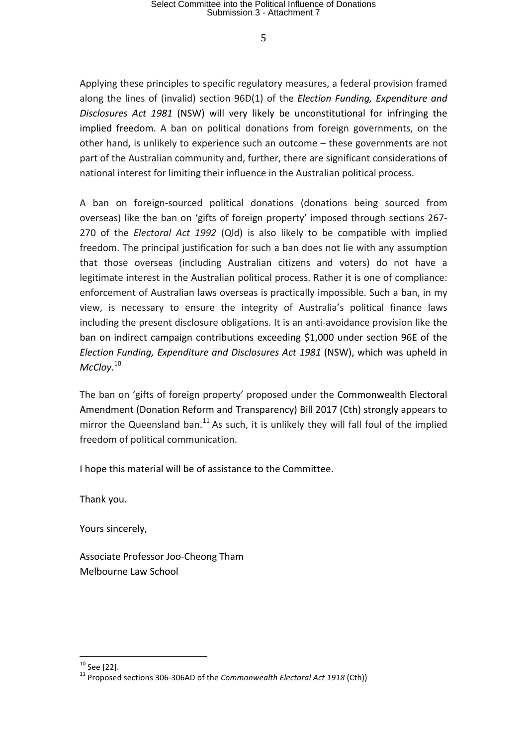Applying these principles to specific regulatory measures, a federal provision framed along the lines of (invalid) section 96D(1) of the *Election Funding, Expenditure and Disclosures Act 1981* (NSW) will very likely be unconstitutional for infringing the implied freedom. A ban on political donations from foreign governments, on the other hand, is unlikely to experience such an outcome – these governments are not part of the Australian community and, further, there are significant considerations of national interest for limiting their influence in the Australian political process.

A ban on foreign-sourced political donations (donations being sourced from overseas) like the ban on 'gifts of foreign property' imposed through sections 267-270 of the *Electoral Act 1992* (Qld) is also likely to be compatible with implied freedom. The principal justification for such a ban does not lie with any assumption that those overseas (including Australian citizens and voters) do not have a legitimate interest in the Australian political process. Rather it is one of compliance: enforcement of Australian laws overseas is practically impossible. Such a ban, in my view, is necessary to ensure the integrity of Australia's political finance laws including the present disclosure obligations. It is an anti-avoidance provision like the ban on indirect campaign contributions exceeding $1,000 under section 96E of the *Election Funding, Expenditure and Disclosures Act 1981* (NSW), which was upheld in *McCloy*.[10]

The ban on 'gifts of foreign property' proposed under the Commonwealth Electoral Amendment (Donation Reform and Transparency) Bill 2017 (Cth) strongly appears to mirror the Queensland ban.[11] As such, it is unlikely they will fall foul of the implied freedom of political communication.

I hope this material will be of assistance to the Committee.

Thank you.

Yours sincerely,

Associate Professor Joo-Cheong Tham
Melbourne Law School

---

[10] See [22].

[11] Proposed sections 306-306AD of the *Commonwealth Electoral Act 1918* (Cth))